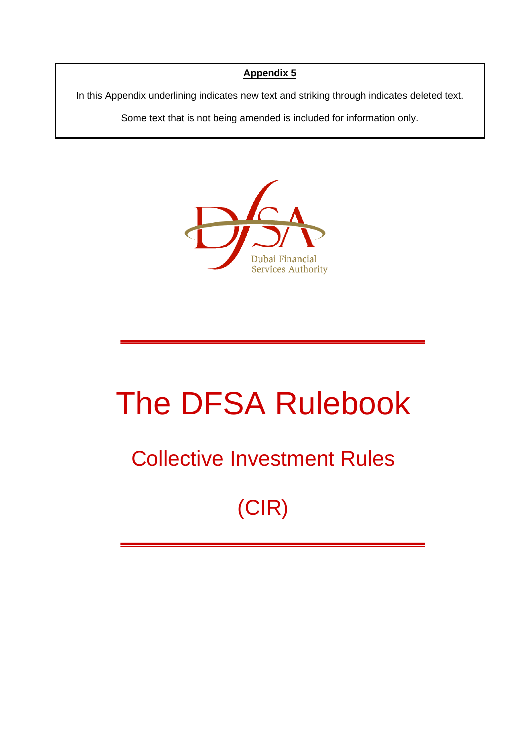**Appendix 5**

In this Appendix underlining indicates new text and striking through indicates deleted text.

Some text that is not being amended is included for information only.

Dubai Financial Services Authority

# The DFSA Rulebook

## Collective Investment Rules

## (CIR)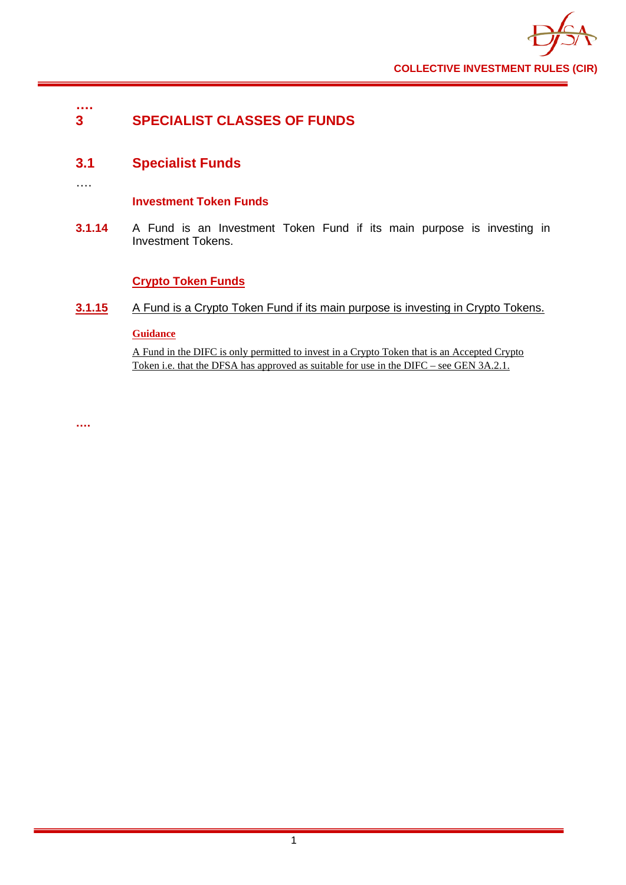….

# 3 SPECIALIST CLASSES OF FUNDS

## 3.1 Specialist Funds

….

### Investment Token Funds

**3.1.14** A Fund is an Investment Token Fund if its main purpose is investing in Investment Tokens.

### Crypto Token Funds

**3.1.15** A Fund is a Crypto Token Fund if its main purpose is investing in Crypto Tokens.

**Guidance**

A Fund in the DIFC is only permitted to invest in a Crypto Token that is an Accepted Crypto Token i.e. that the DFSA has approved as suitable for use in the DIFC – see GEN 3A.2.1.

….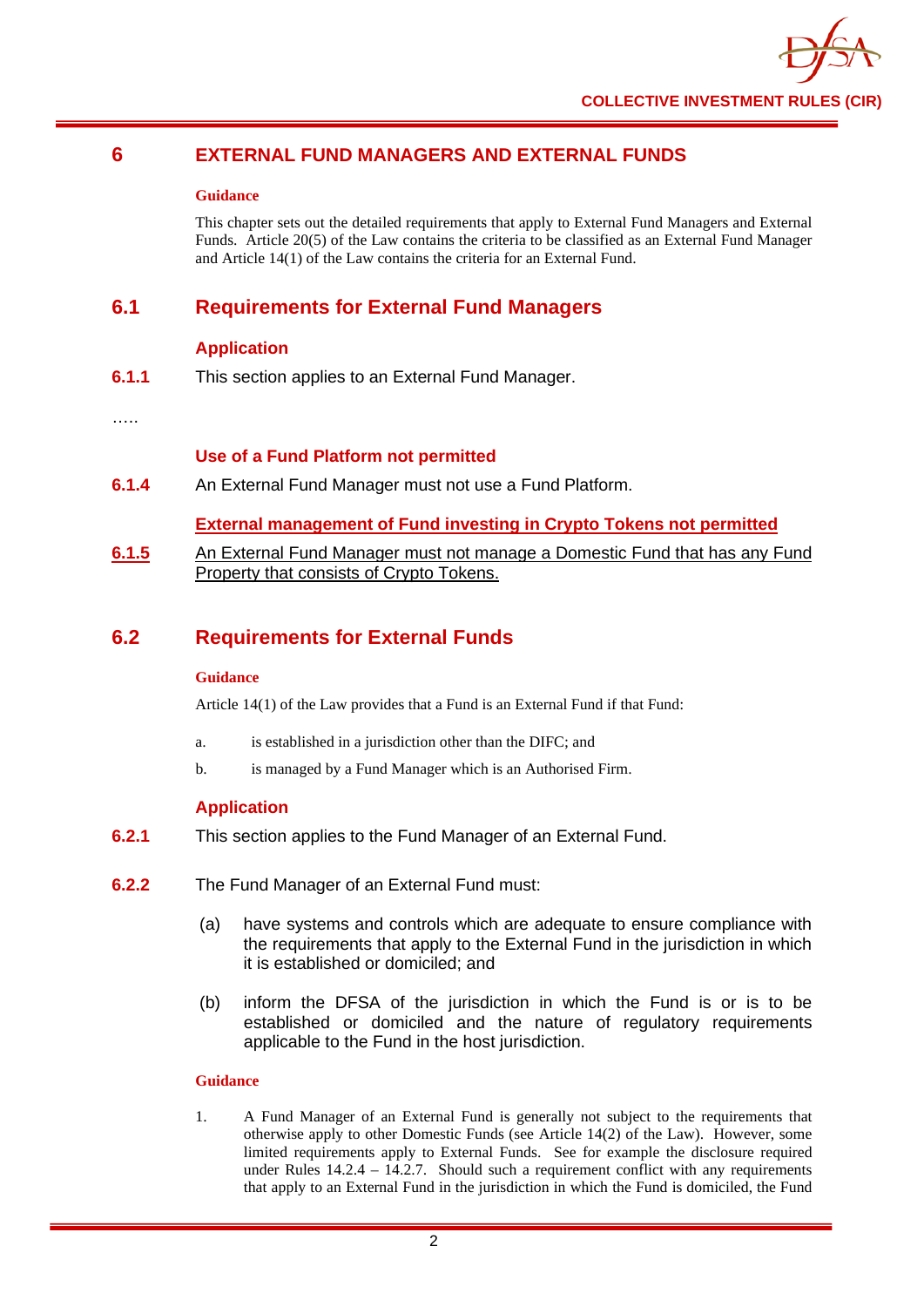# 6 EXTERNAL FUND MANAGERS AND EXTERNAL FUNDS

**Guidance**

This chapter sets out the detailed requirements that apply to External Fund Managers and External Funds. Article 20(5) of the Law contains the criteria to be classified as an External Fund Manager and Article 14(1) of the Law contains the criteria for an External Fund.

## 6.1 Requirements for External Fund Managers

### Application

**6.1.1** This section applies to an External Fund Manager.

…..

### Use of a Fund Platform not permitted

**6.1.4** An External Fund Manager must not use a Fund Platform.

### <u>External management of Fund investing in Crypto Tokens not permitted</u>

<u>**6.1.5**</u> <u>An External Fund Manager must not manage a Domestic Fund that has any Fund Property that consists of Crypto Tokens.</u>

## 6.2 Requirements for External Funds

**Guidance**

Article 14(1) of the Law provides that a Fund is an External Fund if that Fund:

a. is established in a jurisdiction other than the DIFC; and

b. is managed by a Fund Manager which is an Authorised Firm.

### Application

**6.2.1** This section applies to the Fund Manager of an External Fund.

**6.2.2** The Fund Manager of an External Fund must:

(a) have systems and controls which are adequate to ensure compliance with the requirements that apply to the External Fund in the jurisdiction in which it is established or domiciled; and

(b) inform the DFSA of the jurisdiction in which the Fund is or is to be established or domiciled and the nature of regulatory requirements applicable to the Fund in the host jurisdiction.

**Guidance**

1. A Fund Manager of an External Fund is generally not subject to the requirements that otherwise apply to other Domestic Funds (see Article 14(2) of the Law). However, some limited requirements apply to External Funds. See for example the disclosure required under Rules 14.2.4 – 14.2.7. Should such a requirement conflict with any requirements that apply to an External Fund in the jurisdiction in which the Fund is domiciled, the Fund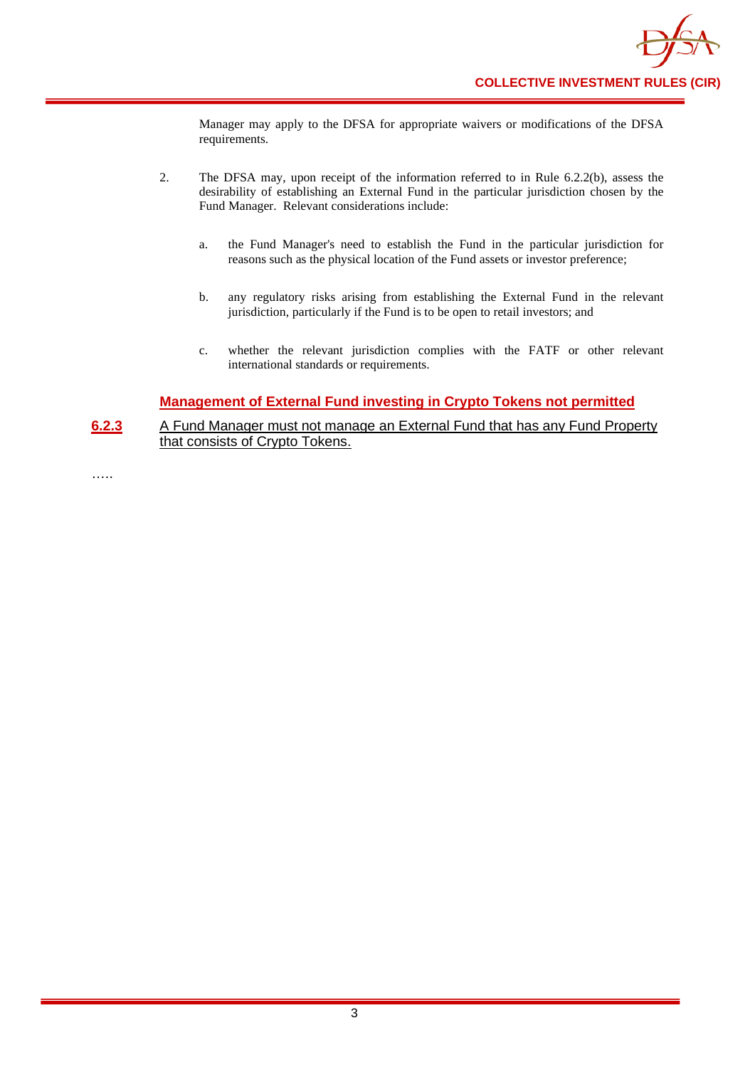Manager may apply to the DFSA for appropriate waivers or modifications of the DFSA requirements.

2. The DFSA may, upon receipt of the information referred to in Rule 6.2.2(b), assess the desirability of establishing an External Fund in the particular jurisdiction chosen by the Fund Manager. Relevant considerations include:

   a. the Fund Manager's need to establish the Fund in the particular jurisdiction for reasons such as the physical location of the Fund assets or investor preference;

   b. any regulatory risks arising from establishing the External Fund in the relevant jurisdiction, particularly if the Fund is to be open to retail investors; and

   c. whether the relevant jurisdiction complies with the FATF or other relevant international standards or requirements.

**Management of External Fund investing in Crypto Tokens not permitted**

**6.2.3** A Fund Manager must not manage an External Fund that has any Fund Property that consists of Crypto Tokens.

.....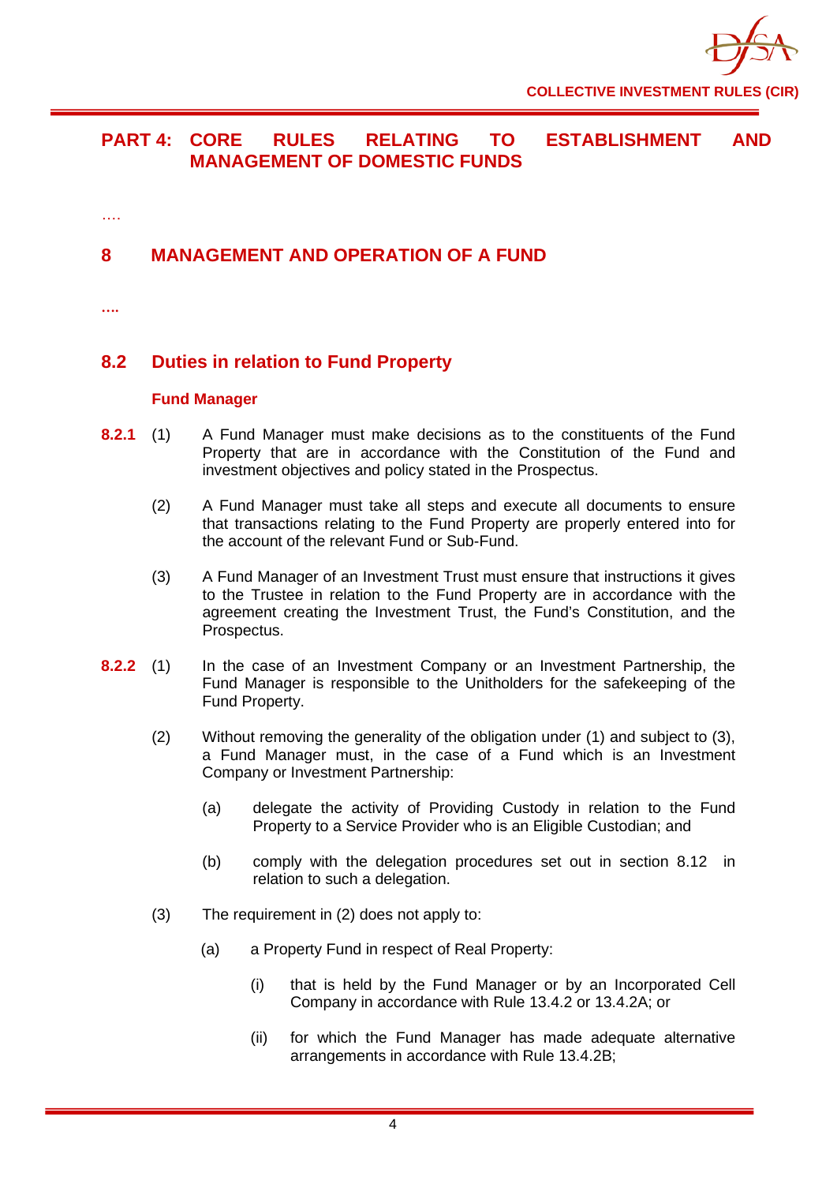## PART 4: CORE RULES RELATING TO ESTABLISHMENT AND MANAGEMENT OF DOMESTIC FUNDS

….

### 8 MANAGEMENT AND OPERATION OF A FUND

….

### 8.2 Duties in relation to Fund Property

**Fund Manager**

**8.2.1** (1) A Fund Manager must make decisions as to the constituents of the Fund Property that are in accordance with the Constitution of the Fund and investment objectives and policy stated in the Prospectus.

(2) A Fund Manager must take all steps and execute all documents to ensure that transactions relating to the Fund Property are properly entered into for the account of the relevant Fund or Sub-Fund.

(3) A Fund Manager of an Investment Trust must ensure that instructions it gives to the Trustee in relation to the Fund Property are in accordance with the agreement creating the Investment Trust, the Fund's Constitution, and the Prospectus.

**8.2.2** (1) In the case of an Investment Company or an Investment Partnership, the Fund Manager is responsible to the Unitholders for the safekeeping of the Fund Property.

(2) Without removing the generality of the obligation under (1) and subject to (3), a Fund Manager must, in the case of a Fund which is an Investment Company or Investment Partnership:

(a) delegate the activity of Providing Custody in relation to the Fund Property to a Service Provider who is an Eligible Custodian; and

(b) comply with the delegation procedures set out in section 8.12 in relation to such a delegation.

(3) The requirement in (2) does not apply to:

(a) a Property Fund in respect of Real Property:

(i) that is held by the Fund Manager or by an Incorporated Cell Company in accordance with Rule 13.4.2 or 13.4.2A; or

(ii) for which the Fund Manager has made adequate alternative arrangements in accordance with Rule 13.4.2B;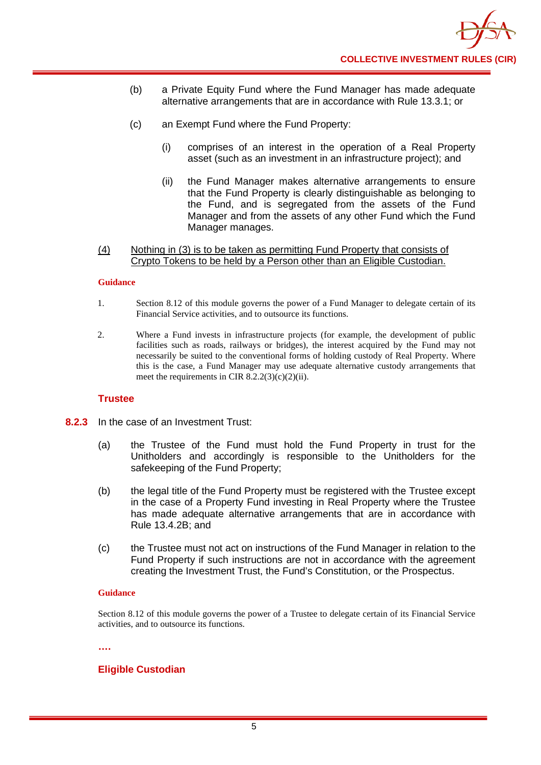(b) a Private Equity Fund where the Fund Manager has made adequate alternative arrangements that are in accordance with Rule 13.3.1; or

(c) an Exempt Fund where the Fund Property:

(i) comprises of an interest in the operation of a Real Property asset (such as an investment in an infrastructure project); and

(ii) the Fund Manager makes alternative arrangements to ensure that the Fund Property is clearly distinguishable as belonging to the Fund, and is segregated from the assets of the Fund Manager and from the assets of any other Fund which the Fund Manager manages.

<u>(4) Nothing in (3) is to be taken as permitting Fund Property that consists of Crypto Tokens to be held by a Person other than an Eligible Custodian.</u>

**Guidance**

1. Section 8.12 of this module governs the power of a Fund Manager to delegate certain of its Financial Service activities, and to outsource its functions.

2. Where a Fund invests in infrastructure projects (for example, the development of public facilities such as roads, railways or bridges), the interest acquired by the Fund may not necessarily be suited to the conventional forms of holding custody of Real Property. Where this is the case, a Fund Manager may use adequate alternative custody arrangements that meet the requirements in CIR 8.2.2(3)(c)(2)(ii).

## Trustee

**8.2.3** In the case of an Investment Trust:

(a) the Trustee of the Fund must hold the Fund Property in trust for the Unitholders and accordingly is responsible to the Unitholders for the safekeeping of the Fund Property;

(b) the legal title of the Fund Property must be registered with the Trustee except in the case of a Property Fund investing in Real Property where the Trustee has made adequate alternative arrangements that are in accordance with Rule 13.4.2B; and

(c) the Trustee must not act on instructions of the Fund Manager in relation to the Fund Property if such instructions are not in accordance with the agreement creating the Investment Trust, the Fund's Constitution, or the Prospectus.

**Guidance**

Section 8.12 of this module governs the power of a Trustee to delegate certain of its Financial Service activities, and to outsource its functions.

**….**

## Eligible Custodian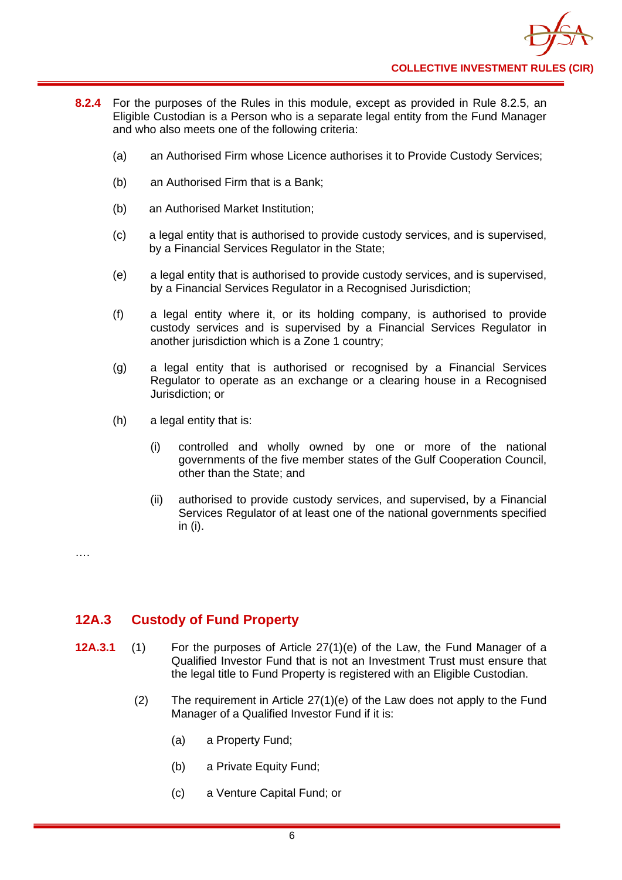**8.2.4** For the purposes of the Rules in this module, except as provided in Rule 8.2.5, an Eligible Custodian is a Person who is a separate legal entity from the Fund Manager and who also meets one of the following criteria:

(a) an Authorised Firm whose Licence authorises it to Provide Custody Services;

(b) an Authorised Firm that is a Bank;

(b) an Authorised Market Institution;

(c) a legal entity that is authorised to provide custody services, and is supervised, by a Financial Services Regulator in the State;

(e) a legal entity that is authorised to provide custody services, and is supervised, by a Financial Services Regulator in a Recognised Jurisdiction;

(f) a legal entity where it, or its holding company, is authorised to provide custody services and is supervised by a Financial Services Regulator in another jurisdiction which is a Zone 1 country;

(g) a legal entity that is authorised or recognised by a Financial Services Regulator to operate as an exchange or a clearing house in a Recognised Jurisdiction; or

(h) a legal entity that is:

(i) controlled and wholly owned by one or more of the national governments of the five member states of the Gulf Cooperation Council, other than the State; and

(ii) authorised to provide custody services, and supervised, by a Financial Services Regulator of at least one of the national governments specified in (i).

….

## 12A.3 Custody of Fund Property

**12A.3.1** (1) For the purposes of Article 27(1)(e) of the Law, the Fund Manager of a Qualified Investor Fund that is not an Investment Trust must ensure that the legal title to Fund Property is registered with an Eligible Custodian.

(2) The requirement in Article 27(1)(e) of the Law does not apply to the Fund Manager of a Qualified Investor Fund if it is:

(a) a Property Fund;

(b) a Private Equity Fund;

(c) a Venture Capital Fund; or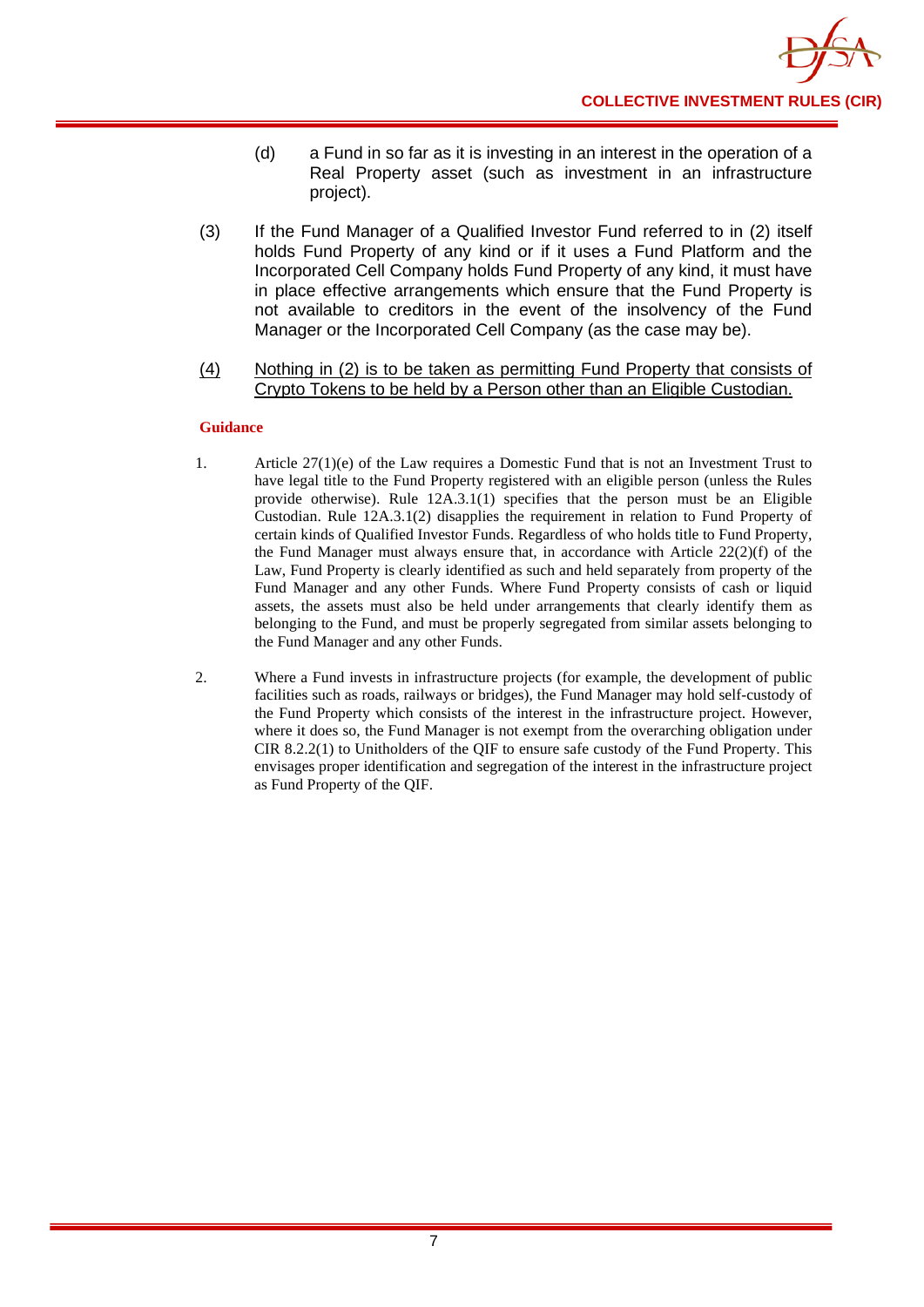(d) a Fund in so far as it is investing in an interest in the operation of a Real Property asset (such as investment in an infrastructure project).

(3) If the Fund Manager of a Qualified Investor Fund referred to in (2) itself holds Fund Property of any kind or if it uses a Fund Platform and the Incorporated Cell Company holds Fund Property of any kind, it must have in place effective arrangements which ensure that the Fund Property is not available to creditors in the event of the insolvency of the Fund Manager or the Incorporated Cell Company (as the case may be).

<u>(4) Nothing in (2) is to be taken as permitting Fund Property that consists of Crypto Tokens to be held by a Person other than an Eligible Custodian.</u>

**Guidance**

1. Article 27(1)(e) of the Law requires a Domestic Fund that is not an Investment Trust to have legal title to the Fund Property registered with an eligible person (unless the Rules provide otherwise). Rule 12A.3.1(1) specifies that the person must be an Eligible Custodian. Rule 12A.3.1(2) disapplies the requirement in relation to Fund Property of certain kinds of Qualified Investor Funds. Regardless of who holds title to Fund Property, the Fund Manager must always ensure that, in accordance with Article 22(2)(f) of the Law, Fund Property is clearly identified as such and held separately from property of the Fund Manager and any other Funds. Where Fund Property consists of cash or liquid assets, the assets must also be held under arrangements that clearly identify them as belonging to the Fund, and must be properly segregated from similar assets belonging to the Fund Manager and any other Funds.

2. Where a Fund invests in infrastructure projects (for example, the development of public facilities such as roads, railways or bridges), the Fund Manager may hold self-custody of the Fund Property which consists of the interest in the infrastructure project. However, where it does so, the Fund Manager is not exempt from the overarching obligation under CIR 8.2.2(1) to Unitholders of the QIF to ensure safe custody of the Fund Property. This envisages proper identification and segregation of the interest in the infrastructure project as Fund Property of the QIF.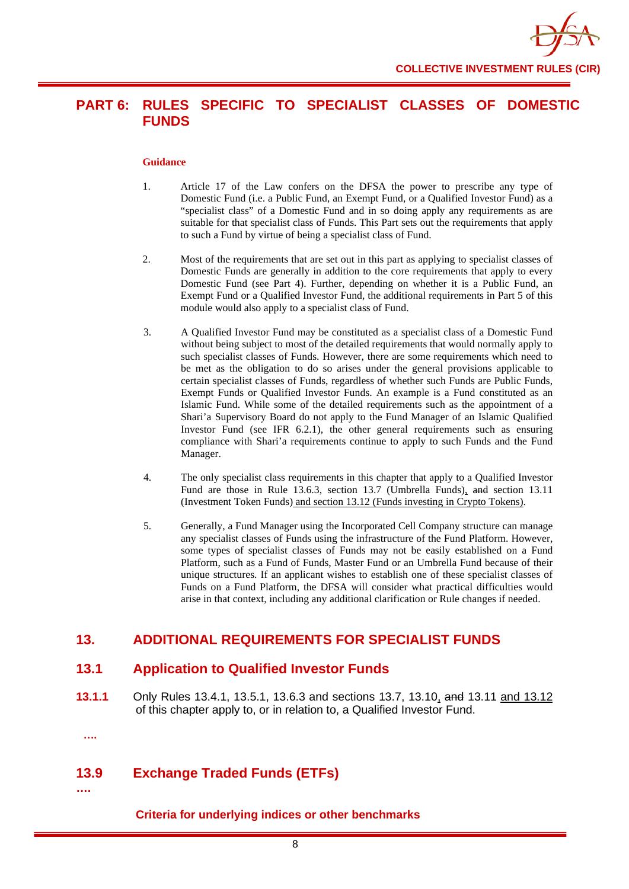# PART 6: RULES SPECIFIC TO SPECIALIST CLASSES OF DOMESTIC FUNDS

**Guidance**

1. Article 17 of the Law confers on the DFSA the power to prescribe any type of Domestic Fund (i.e. a Public Fund, an Exempt Fund, or a Qualified Investor Fund) as a "specialist class" of a Domestic Fund and in so doing apply any requirements as are suitable for that specialist class of Funds. This Part sets out the requirements that apply to such a Fund by virtue of being a specialist class of Fund.

2. Most of the requirements that are set out in this part as applying to specialist classes of Domestic Funds are generally in addition to the core requirements that apply to every Domestic Fund (see Part 4). Further, depending on whether it is a Public Fund, an Exempt Fund or a Qualified Investor Fund, the additional requirements in Part 5 of this module would also apply to a specialist class of Fund.

3. A Qualified Investor Fund may be constituted as a specialist class of a Domestic Fund without being subject to most of the detailed requirements that would normally apply to such specialist classes of Funds. However, there are some requirements which need to be met as the obligation to do so arises under the general provisions applicable to certain specialist classes of Funds, regardless of whether such Funds are Public Funds, Exempt Funds or Qualified Investor Funds. An example is a Fund constituted as an Islamic Fund. While some of the detailed requirements such as the appointment of a Shari'a Supervisory Board do not apply to the Fund Manager of an Islamic Qualified Investor Fund (see IFR 6.2.1), the other general requirements such as ensuring compliance with Shari'a requirements continue to apply to such Funds and the Fund Manager.

4. The only specialist class requirements in this chapter that apply to a Qualified Investor Fund are those in Rule 13.6.3, section 13.7 (Umbrella Funds), ~~and~~ section 13.11 (Investment Token Funds) and section 13.12 (Funds investing in Crypto Tokens).

5. Generally, a Fund Manager using the Incorporated Cell Company structure can manage any specialist classes of Funds using the infrastructure of the Fund Platform. However, some types of specialist classes of Funds may not be easily established on a Fund Platform, such as a Fund of Funds, Master Fund or an Umbrella Fund because of their unique structures. If an applicant wishes to establish one of these specialist classes of Funds on a Fund Platform, the DFSA will consider what practical difficulties would arise in that context, including any additional clarification or Rule changes if needed.

## 13. ADDITIONAL REQUIREMENTS FOR SPECIALIST FUNDS

### 13.1 Application to Qualified Investor Funds

**13.1.1** Only Rules 13.4.1, 13.5.1, 13.6.3 and sections 13.7, 13.10, ~~and~~ 13.11 and 13.12 of this chapter apply to, or in relation to, a Qualified Investor Fund.

….

### 13.9 Exchange Traded Funds (ETFs)

….

**Criteria for underlying indices or other benchmarks**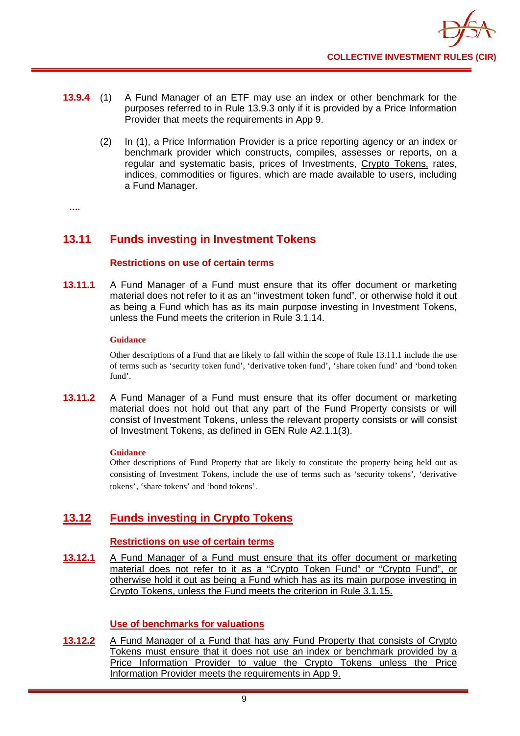**13.9.4** (1) A Fund Manager of an ETF may use an index or other benchmark for the purposes referred to in Rule 13.9.3 only if it is provided by a Price Information Provider that meets the requirements in App 9.

(2) In (1), a Price Information Provider is a price reporting agency or an index or benchmark provider which constructs, compiles, assesses or reports, on a regular and systematic basis, prices of Investments, Crypto Tokens, rates, indices, commodities or figures, which are made available to users, including a Fund Manager.

….

## 13.11 Funds investing in Investment Tokens

### Restrictions on use of certain terms

**13.11.1** A Fund Manager of a Fund must ensure that its offer document or marketing material does not refer to it as an "investment token fund", or otherwise hold it out as being a Fund which has as its main purpose investing in Investment Tokens, unless the Fund meets the criterion in Rule 3.1.14.

**Guidance**

Other descriptions of a Fund that are likely to fall within the scope of Rule 13.11.1 include the use of terms such as 'security token fund', 'derivative token fund', 'share token fund' and 'bond token fund'.

**13.11.2** A Fund Manager of a Fund must ensure that its offer document or marketing material does not hold out that any part of the Fund Property consists or will consist of Investment Tokens, unless the relevant property consists or will consist of Investment Tokens, as defined in GEN Rule A2.1.1(3).

**Guidance**

Other descriptions of Fund Property that are likely to constitute the property being held out as consisting of Investment Tokens, include the use of terms such as 'security tokens', 'derivative tokens', 'share tokens' and 'bond tokens'.

## 13.12 Funds investing in Crypto Tokens

### Restrictions on use of certain terms

**13.12.1** A Fund Manager of a Fund must ensure that its offer document or marketing material does not refer to it as a "Crypto Token Fund" or "Crypto Fund", or otherwise hold it out as being a Fund which has as its main purpose investing in Crypto Tokens, unless the Fund meets the criterion in Rule 3.1.15.

### Use of benchmarks for valuations

**13.12.2** A Fund Manager of a Fund that has any Fund Property that consists of Crypto Tokens must ensure that it does not use an index or benchmark provided by a Price Information Provider to value the Crypto Tokens unless the Price Information Provider meets the requirements in App 9.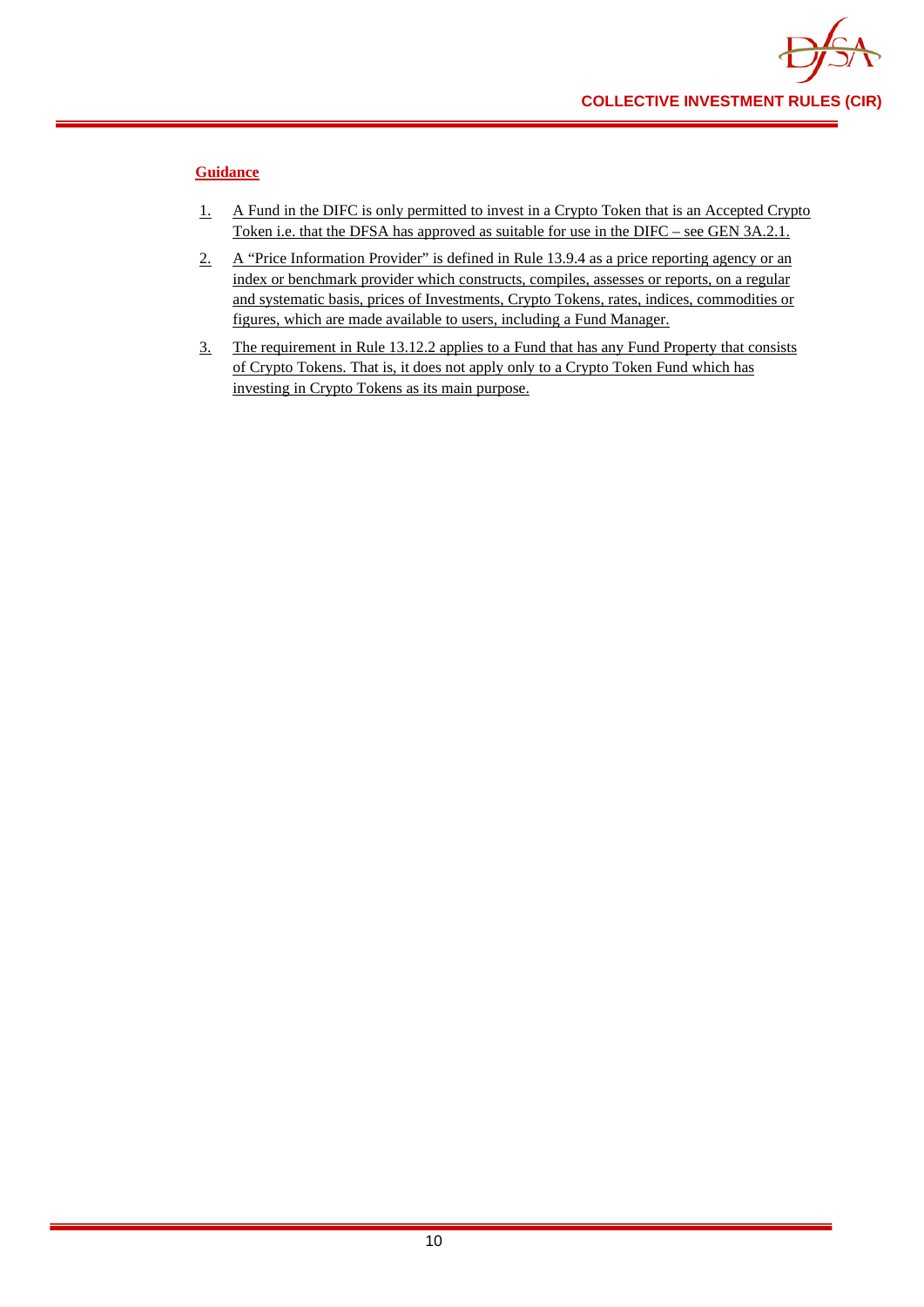**Guidance**

1. A Fund in the DIFC is only permitted to invest in a Crypto Token that is an Accepted Crypto Token i.e. that the DFSA has approved as suitable for use in the DIFC – see GEN 3A.2.1.
2. A "Price Information Provider" is defined in Rule 13.9.4 as a price reporting agency or an index or benchmark provider which constructs, compiles, assesses or reports, on a regular and systematic basis, prices of Investments, Crypto Tokens, rates, indices, commodities or figures, which are made available to users, including a Fund Manager.
3. The requirement in Rule 13.12.2 applies to a Fund that has any Fund Property that consists of Crypto Tokens. That is, it does not apply only to a Crypto Token Fund which has investing in Crypto Tokens as its main purpose.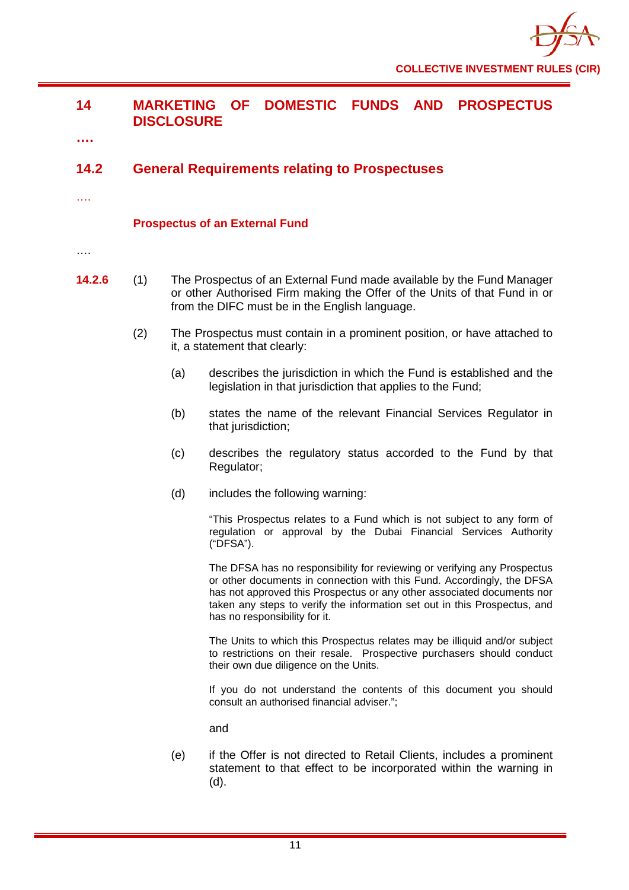# 14 MARKETING OF DOMESTIC FUNDS AND PROSPECTUS DISCLOSURE

**….**

## 14.2 General Requirements relating to Prospectuses

….

### Prospectus of an External Fund

….

**14.2.6** (1) The Prospectus of an External Fund made available by the Fund Manager or other Authorised Firm making the Offer of the Units of that Fund in or from the DIFC must be in the English language.

(2) The Prospectus must contain in a prominent position, or have attached to it, a statement that clearly:

(a) describes the jurisdiction in which the Fund is established and the legislation in that jurisdiction that applies to the Fund;

(b) states the name of the relevant Financial Services Regulator in that jurisdiction;

(c) describes the regulatory status accorded to the Fund by that Regulator;

(d) includes the following warning:

"This Prospectus relates to a Fund which is not subject to any form of regulation or approval by the Dubai Financial Services Authority ("DFSA").

The DFSA has no responsibility for reviewing or verifying any Prospectus or other documents in connection with this Fund. Accordingly, the DFSA has not approved this Prospectus or any other associated documents nor taken any steps to verify the information set out in this Prospectus, and has no responsibility for it.

The Units to which this Prospectus relates may be illiquid and/or subject to restrictions on their resale. Prospective purchasers should conduct their own due diligence on the Units.

If you do not understand the contents of this document you should consult an authorised financial adviser.";

and

(e) if the Offer is not directed to Retail Clients, includes a prominent statement to that effect to be incorporated within the warning in (d).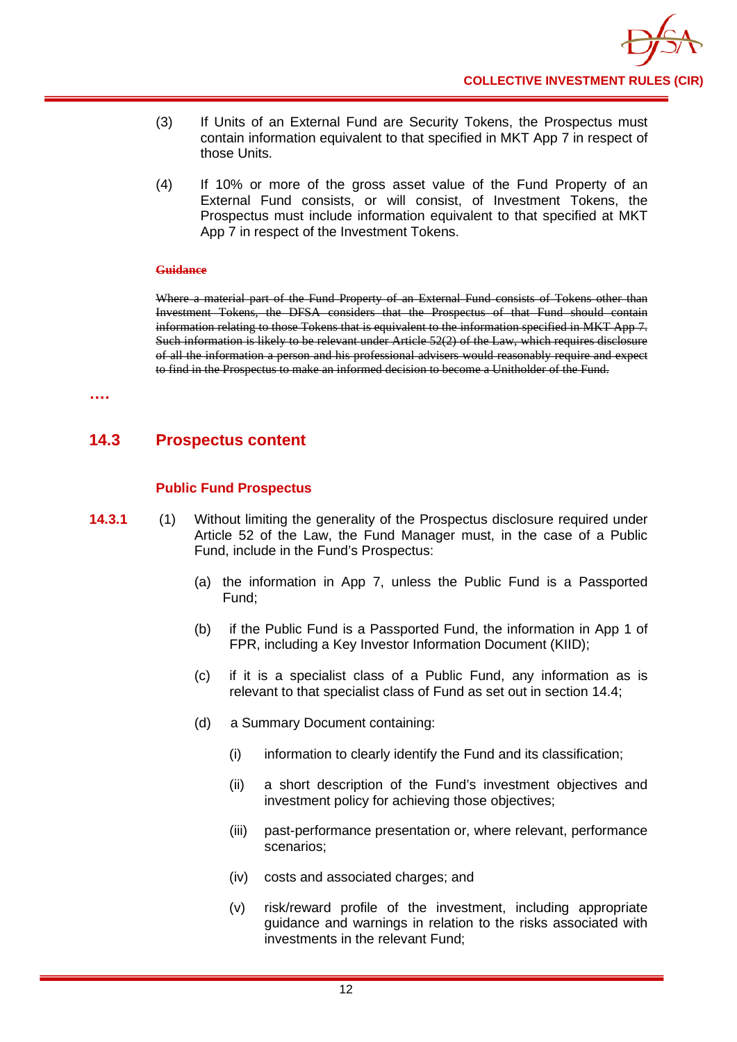(3) If Units of an External Fund are Security Tokens, the Prospectus must contain information equivalent to that specified in MKT App 7 in respect of those Units.

(4) If 10% or more of the gross asset value of the Fund Property of an External Fund consists, or will consist, of Investment Tokens, the Prospectus must include information equivalent to that specified at MKT App 7 in respect of the Investment Tokens.

~~**Guidance**~~

~~Where a material part of the Fund Property of an External Fund consists of Tokens other than Investment Tokens, the DFSA considers that the Prospectus of that Fund should contain information relating to those Tokens that is equivalent to the information specified in MKT App 7. Such information is likely to be relevant under Article 52(2) of the Law, which requires disclosure of all the information a person and his professional advisers would reasonably require and expect to find in the Prospectus to make an informed decision to become a Unitholder of the Fund.~~

….

## 14.3 Prospectus content

### Public Fund Prospectus

**14.3.1** (1) Without limiting the generality of the Prospectus disclosure required under Article 52 of the Law, the Fund Manager must, in the case of a Public Fund, include in the Fund's Prospectus:

(a) the information in App 7, unless the Public Fund is a Passported Fund;

(b) if the Public Fund is a Passported Fund, the information in App 1 of FPR, including a Key Investor Information Document (KIID);

(c) if it is a specialist class of a Public Fund, any information as is relevant to that specialist class of Fund as set out in section 14.4;

(d) a Summary Document containing:

(i) information to clearly identify the Fund and its classification;

(ii) a short description of the Fund's investment objectives and investment policy for achieving those objectives;

(iii) past-performance presentation or, where relevant, performance scenarios;

(iv) costs and associated charges; and

(v) risk/reward profile of the investment, including appropriate guidance and warnings in relation to the risks associated with investments in the relevant Fund;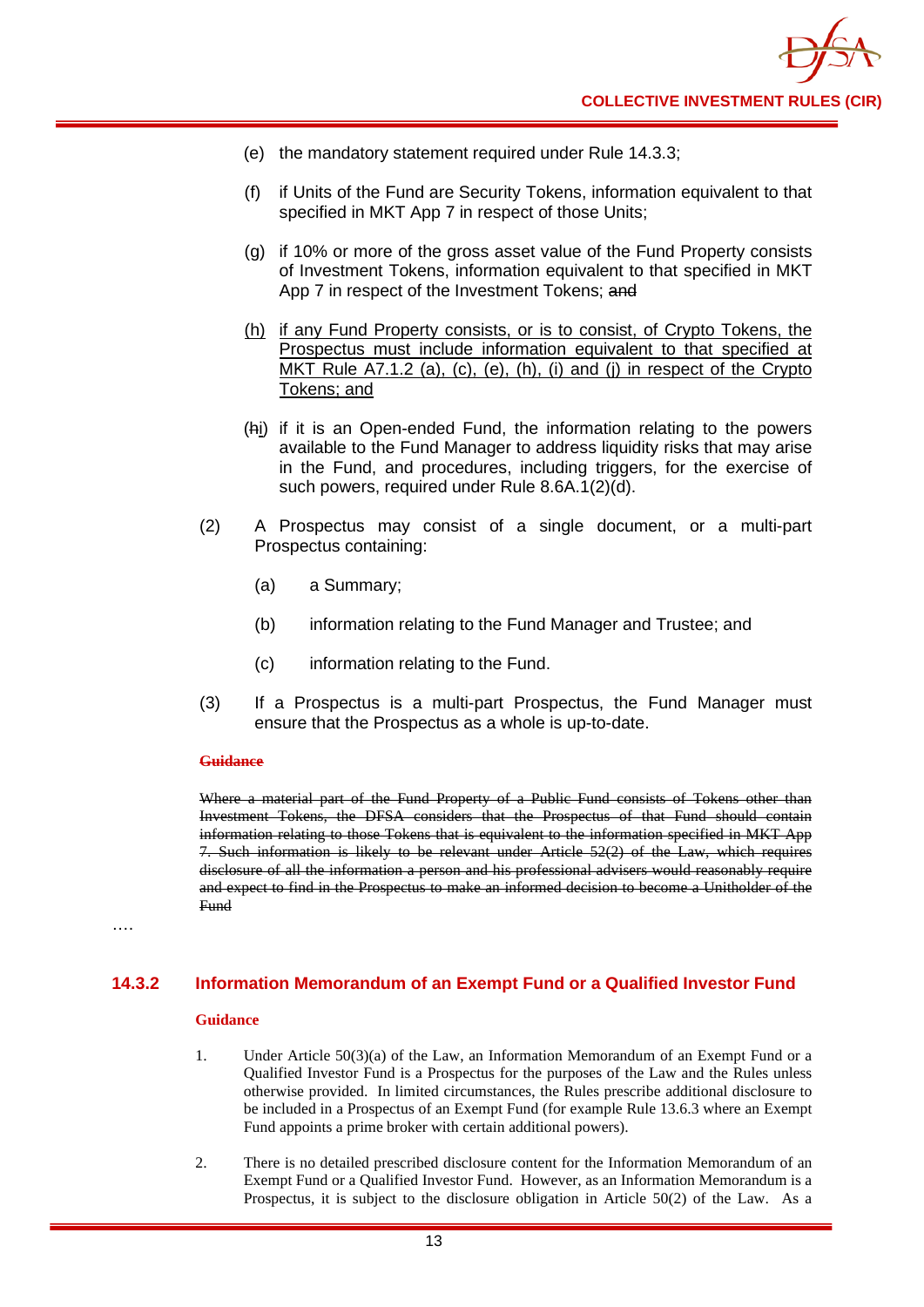(e) the mandatory statement required under Rule 14.3.3;

(f) if Units of the Fund are Security Tokens, information equivalent to that specified in MKT App 7 in respect of those Units;

(g) if 10% or more of the gross asset value of the Fund Property consists of Investment Tokens, information equivalent to that specified in MKT App 7 in respect of the Investment Tokens; ~~and~~

<u>(h) if any Fund Property consists, or is to consist, of Crypto Tokens, the Prospectus must include information equivalent to that specified at MKT Rule A7.1.2 (a), (c), (e), (h), (i) and (j) in respect of the Crypto Tokens; and</u>

(~~h~~<u>i</u>) if it is an Open-ended Fund, the information relating to the powers available to the Fund Manager to address liquidity risks that may arise in the Fund, and procedures, including triggers, for the exercise of such powers, required under Rule 8.6A.1(2)(d).

(2) A Prospectus may consist of a single document, or a multi-part Prospectus containing:

(a) a Summary;

(b) information relating to the Fund Manager and Trustee; and

(c) information relating to the Fund.

(3) If a Prospectus is a multi-part Prospectus, the Fund Manager must ensure that the Prospectus as a whole is up-to-date.

~~**Guidance**~~

~~Where a material part of the Fund Property of a Public Fund consists of Tokens other than Investment Tokens, the DFSA considers that the Prospectus of that Fund should contain information relating to those Tokens that is equivalent to the information specified in MKT App 7. Such information is likely to be relevant under Article 52(2) of the Law, which requires disclosure of all the information a person and his professional advisers would reasonably require and expect to find in the Prospectus to make an informed decision to become a Unitholder of the Fund~~

….

## 14.3.2 Information Memorandum of an Exempt Fund or a Qualified Investor Fund

**Guidance**

1. Under Article 50(3)(a) of the Law, an Information Memorandum of an Exempt Fund or a Qualified Investor Fund is a Prospectus for the purposes of the Law and the Rules unless otherwise provided. In limited circumstances, the Rules prescribe additional disclosure to be included in a Prospectus of an Exempt Fund (for example Rule 13.6.3 where an Exempt Fund appoints a prime broker with certain additional powers).

2. There is no detailed prescribed disclosure content for the Information Memorandum of an Exempt Fund or a Qualified Investor Fund. However, as an Information Memorandum is a Prospectus, it is subject to the disclosure obligation in Article 50(2) of the Law. As a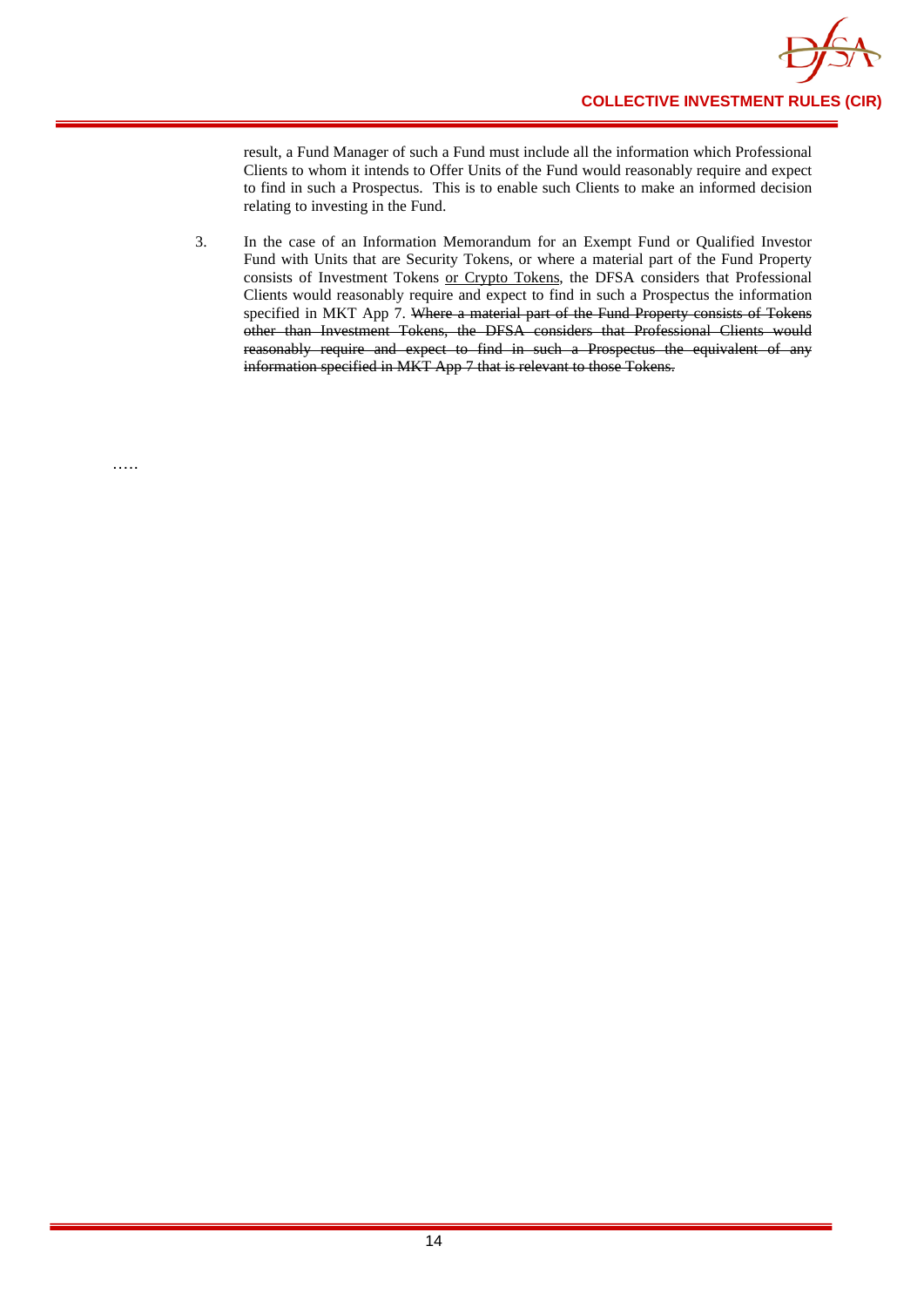result, a Fund Manager of such a Fund must include all the information which Professional Clients to whom it intends to Offer Units of the Fund would reasonably require and expect to find in such a Prospectus. This is to enable such Clients to make an informed decision relating to investing in the Fund.

3. In the case of an Information Memorandum for an Exempt Fund or Qualified Investor Fund with Units that are Security Tokens, or where a material part of the Fund Property consists of Investment Tokens <u>or Crypto Tokens</u>, the DFSA considers that Professional Clients would reasonably require and expect to find in such a Prospectus the information specified in MKT App 7. ~~Where a material part of the Fund Property consists of Tokens other than Investment Tokens, the DFSA considers that Professional Clients would reasonably require and expect to find in such a Prospectus the equivalent of any information specified in MKT App 7 that is relevant to those Tokens.~~

…..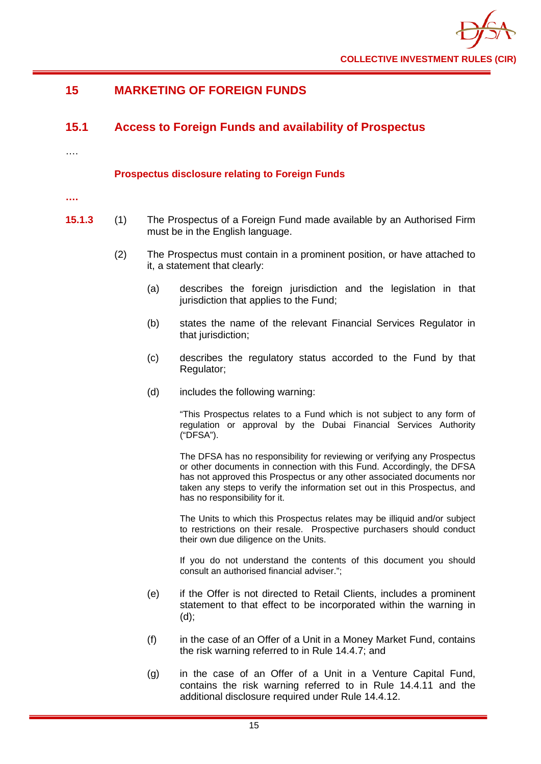# 15 MARKETING OF FOREIGN FUNDS

## 15.1 Access to Foreign Funds and availability of Prospectus

….

### Prospectus disclosure relating to Foreign Funds

**….**

**15.1.3** (1) The Prospectus of a Foreign Fund made available by an Authorised Firm must be in the English language.

(2) The Prospectus must contain in a prominent position, or have attached to it, a statement that clearly:

(a) describes the foreign jurisdiction and the legislation in that jurisdiction that applies to the Fund;

(b) states the name of the relevant Financial Services Regulator in that jurisdiction;

(c) describes the regulatory status accorded to the Fund by that Regulator;

(d) includes the following warning:

"This Prospectus relates to a Fund which is not subject to any form of regulation or approval by the Dubai Financial Services Authority ("DFSA").

The DFSA has no responsibility for reviewing or verifying any Prospectus or other documents in connection with this Fund. Accordingly, the DFSA has not approved this Prospectus or any other associated documents nor taken any steps to verify the information set out in this Prospectus, and has no responsibility for it.

The Units to which this Prospectus relates may be illiquid and/or subject to restrictions on their resale. Prospective purchasers should conduct their own due diligence on the Units.

If you do not understand the contents of this document you should consult an authorised financial adviser.";

(e) if the Offer is not directed to Retail Clients, includes a prominent statement to that effect to be incorporated within the warning in (d);

(f) in the case of an Offer of a Unit in a Money Market Fund, contains the risk warning referred to in Rule 14.4.7; and

(g) in the case of an Offer of a Unit in a Venture Capital Fund, contains the risk warning referred to in Rule 14.4.11 and the additional disclosure required under Rule 14.4.12.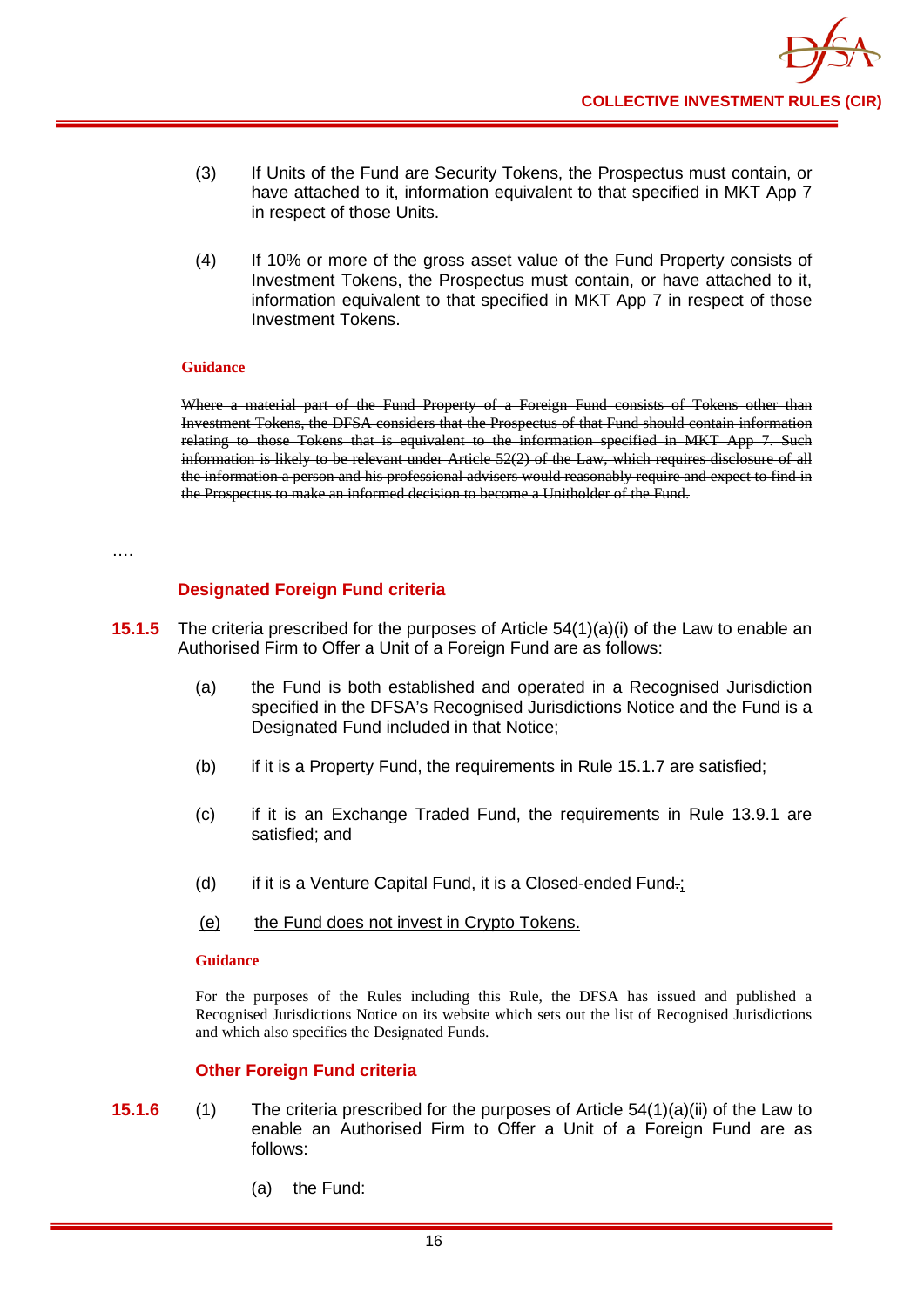(3) If Units of the Fund are Security Tokens, the Prospectus must contain, or have attached to it, information equivalent to that specified in MKT App 7 in respect of those Units.

(4) If 10% or more of the gross asset value of the Fund Property consists of Investment Tokens, the Prospectus must contain, or have attached to it, information equivalent to that specified in MKT App 7 in respect of those Investment Tokens.

~~**Guidance**~~

~~Where a material part of the Fund Property of a Foreign Fund consists of Tokens other than Investment Tokens, the DFSA considers that the Prospectus of that Fund should contain information relating to those Tokens that is equivalent to the information specified in MKT App 7. Such information is likely to be relevant under Article 52(2) of the Law, which requires disclosure of all the information a person and his professional advisers would reasonably require and expect to find in the Prospectus to make an informed decision to become a Unitholder of the Fund.~~

….

### Designated Foreign Fund criteria

**15.1.5** The criteria prescribed for the purposes of Article 54(1)(a)(i) of the Law to enable an Authorised Firm to Offer a Unit of a Foreign Fund are as follows:

(a) the Fund is both established and operated in a Recognised Jurisdiction specified in the DFSA's Recognised Jurisdictions Notice and the Fund is a Designated Fund included in that Notice;

(b) if it is a Property Fund, the requirements in Rule 15.1.7 are satisfied;

(c) if it is an Exchange Traded Fund, the requirements in Rule 13.9.1 are satisfied; ~~and~~

(d) if it is a Venture Capital Fund, it is a Closed-ended Fund~~.~~<u>;</u>

<u>(e) the Fund does not invest in Crypto Tokens.</u>

**Guidance**

For the purposes of the Rules including this Rule, the DFSA has issued and published a Recognised Jurisdictions Notice on its website which sets out the list of Recognised Jurisdictions and which also specifies the Designated Funds.

### Other Foreign Fund criteria

**15.1.6** (1) The criteria prescribed for the purposes of Article 54(1)(a)(ii) of the Law to enable an Authorised Firm to Offer a Unit of a Foreign Fund are as follows:

(a) the Fund: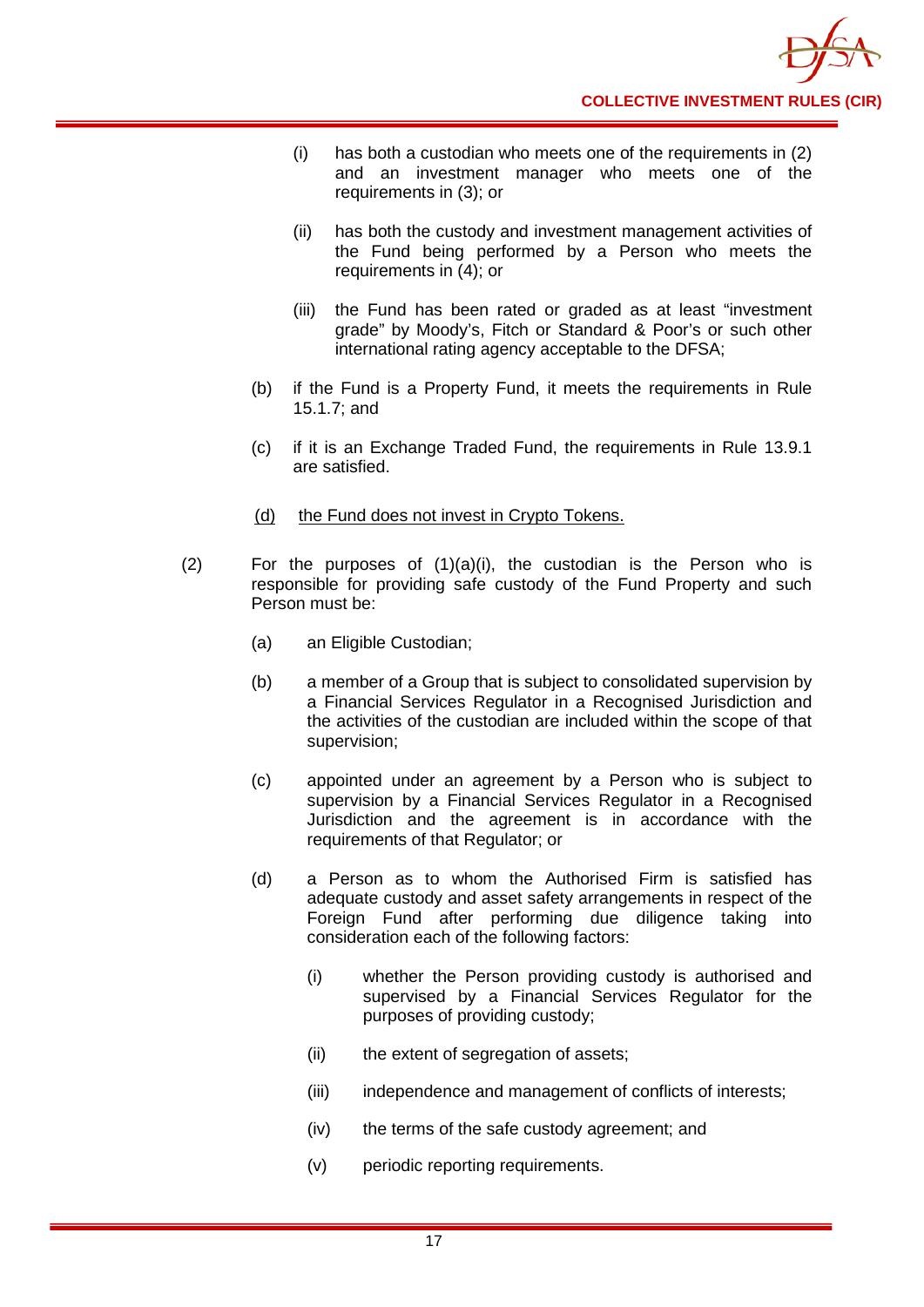(i) has both a custodian who meets one of the requirements in (2) and an investment manager who meets one of the requirements in (3); or

(ii) has both the custody and investment management activities of the Fund being performed by a Person who meets the requirements in (4); or

(iii) the Fund has been rated or graded as at least "investment grade" by Moody's, Fitch or Standard & Poor's or such other international rating agency acceptable to the DFSA;

(b) if the Fund is a Property Fund, it meets the requirements in Rule 15.1.7; and

(c) if it is an Exchange Traded Fund, the requirements in Rule 13.9.1 are satisfied.

<u>(d) the Fund does not invest in Crypto Tokens.</u>

(2) For the purposes of (1)(a)(i), the custodian is the Person who is responsible for providing safe custody of the Fund Property and such Person must be:

(a) an Eligible Custodian;

(b) a member of a Group that is subject to consolidated supervision by a Financial Services Regulator in a Recognised Jurisdiction and the activities of the custodian are included within the scope of that supervision;

(c) appointed under an agreement by a Person who is subject to supervision by a Financial Services Regulator in a Recognised Jurisdiction and the agreement is in accordance with the requirements of that Regulator; or

(d) a Person as to whom the Authorised Firm is satisfied has adequate custody and asset safety arrangements in respect of the Foreign Fund after performing due diligence taking into consideration each of the following factors:

(i) whether the Person providing custody is authorised and supervised by a Financial Services Regulator for the purposes of providing custody;

(ii) the extent of segregation of assets;

(iii) independence and management of conflicts of interests;

(iv) the terms of the safe custody agreement; and

(v) periodic reporting requirements.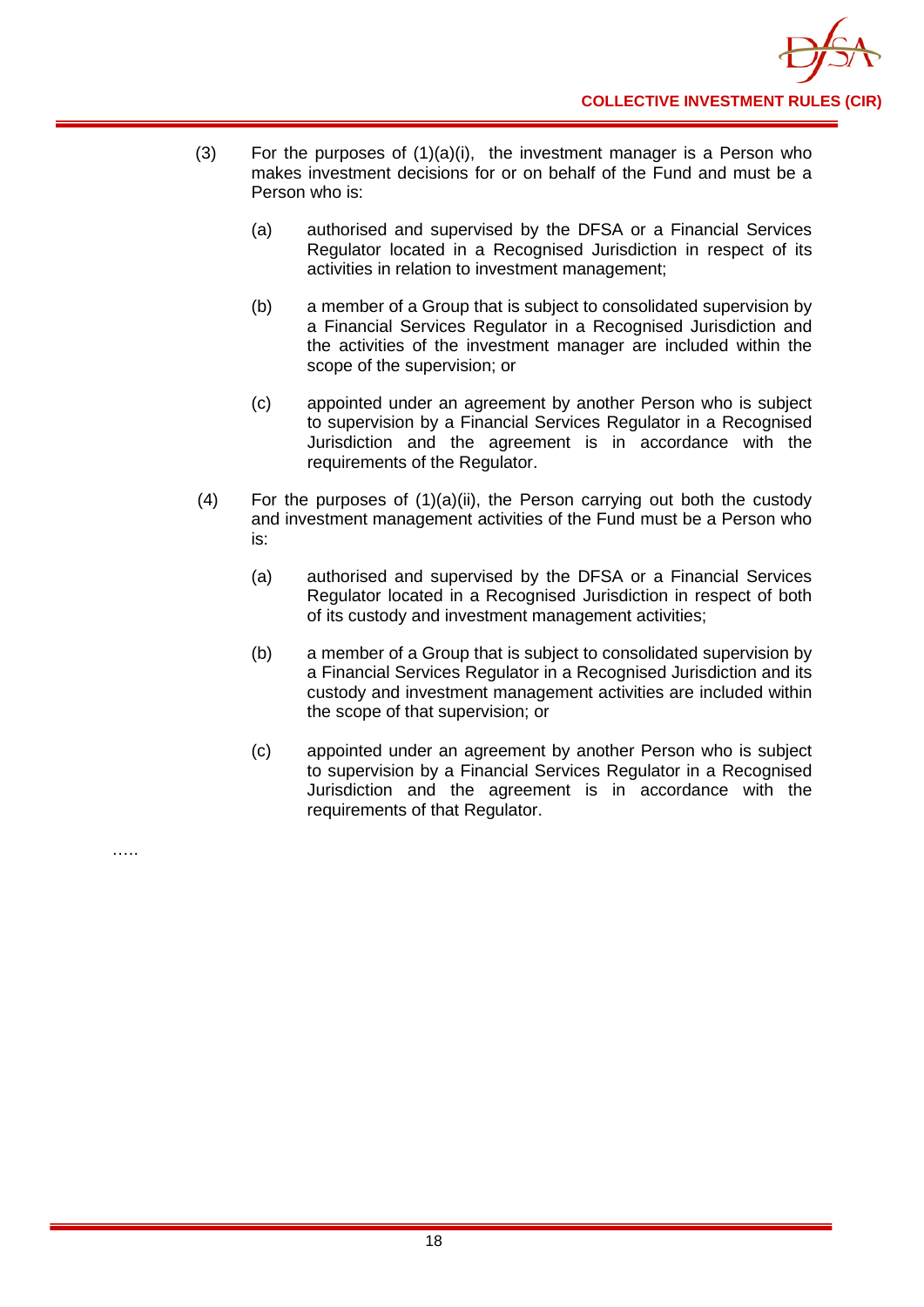(3) For the purposes of (1)(a)(i), the investment manager is a Person who makes investment decisions for or on behalf of the Fund and must be a Person who is:

(a) authorised and supervised by the DFSA or a Financial Services Regulator located in a Recognised Jurisdiction in respect of its activities in relation to investment management;

(b) a member of a Group that is subject to consolidated supervision by a Financial Services Regulator in a Recognised Jurisdiction and the activities of the investment manager are included within the scope of the supervision; or

(c) appointed under an agreement by another Person who is subject to supervision by a Financial Services Regulator in a Recognised Jurisdiction and the agreement is in accordance with the requirements of the Regulator.

(4) For the purposes of (1)(a)(ii), the Person carrying out both the custody and investment management activities of the Fund must be a Person who is:

(a) authorised and supervised by the DFSA or a Financial Services Regulator located in a Recognised Jurisdiction in respect of both of its custody and investment management activities;

(b) a member of a Group that is subject to consolidated supervision by a Financial Services Regulator in a Recognised Jurisdiction and its custody and investment management activities are included within the scope of that supervision; or

(c) appointed under an agreement by another Person who is subject to supervision by a Financial Services Regulator in a Recognised Jurisdiction and the agreement is in accordance with the requirements of that Regulator.

…..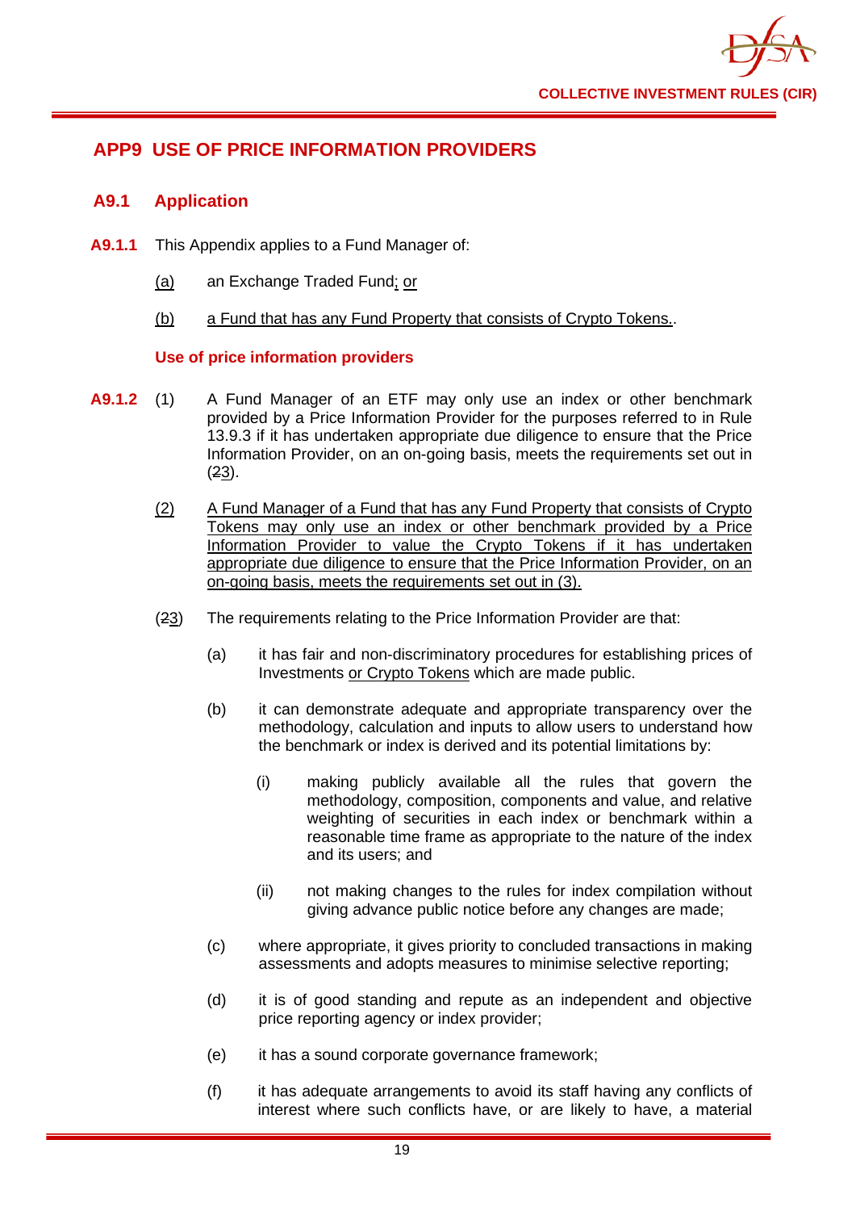## APP9 USE OF PRICE INFORMATION PROVIDERS

### A9.1 Application

**A9.1.1** This Appendix applies to a Fund Manager of:

(a) an Exchange Traded Fund; or

(b) a Fund that has any Fund Property that consists of Crypto Tokens..

**Use of price information providers**

**A9.1.2** (1) A Fund Manager of an ETF may only use an index or other benchmark provided by a Price Information Provider for the purposes referred to in Rule 13.9.3 if it has undertaken appropriate due diligence to ensure that the Price Information Provider, on an on-going basis, meets the requirements set out in (23).

(2) A Fund Manager of a Fund that has any Fund Property that consists of Crypto Tokens may only use an index or other benchmark provided by a Price Information Provider to value the Crypto Tokens if it has undertaken appropriate due diligence to ensure that the Price Information Provider, on an on-going basis, meets the requirements set out in (3).

(23) The requirements relating to the Price Information Provider are that:

(a) it has fair and non-discriminatory procedures for establishing prices of Investments or Crypto Tokens which are made public.

(b) it can demonstrate adequate and appropriate transparency over the methodology, calculation and inputs to allow users to understand how the benchmark or index is derived and its potential limitations by:

(i) making publicly available all the rules that govern the methodology, composition, components and value, and relative weighting of securities in each index or benchmark within a reasonable time frame as appropriate to the nature of the index and its users; and

(ii) not making changes to the rules for index compilation without giving advance public notice before any changes are made;

(c) where appropriate, it gives priority to concluded transactions in making assessments and adopts measures to minimise selective reporting;

(d) it is of good standing and repute as an independent and objective price reporting agency or index provider;

(e) it has a sound corporate governance framework;

(f) it has adequate arrangements to avoid its staff having any conflicts of interest where such conflicts have, or are likely to have, a material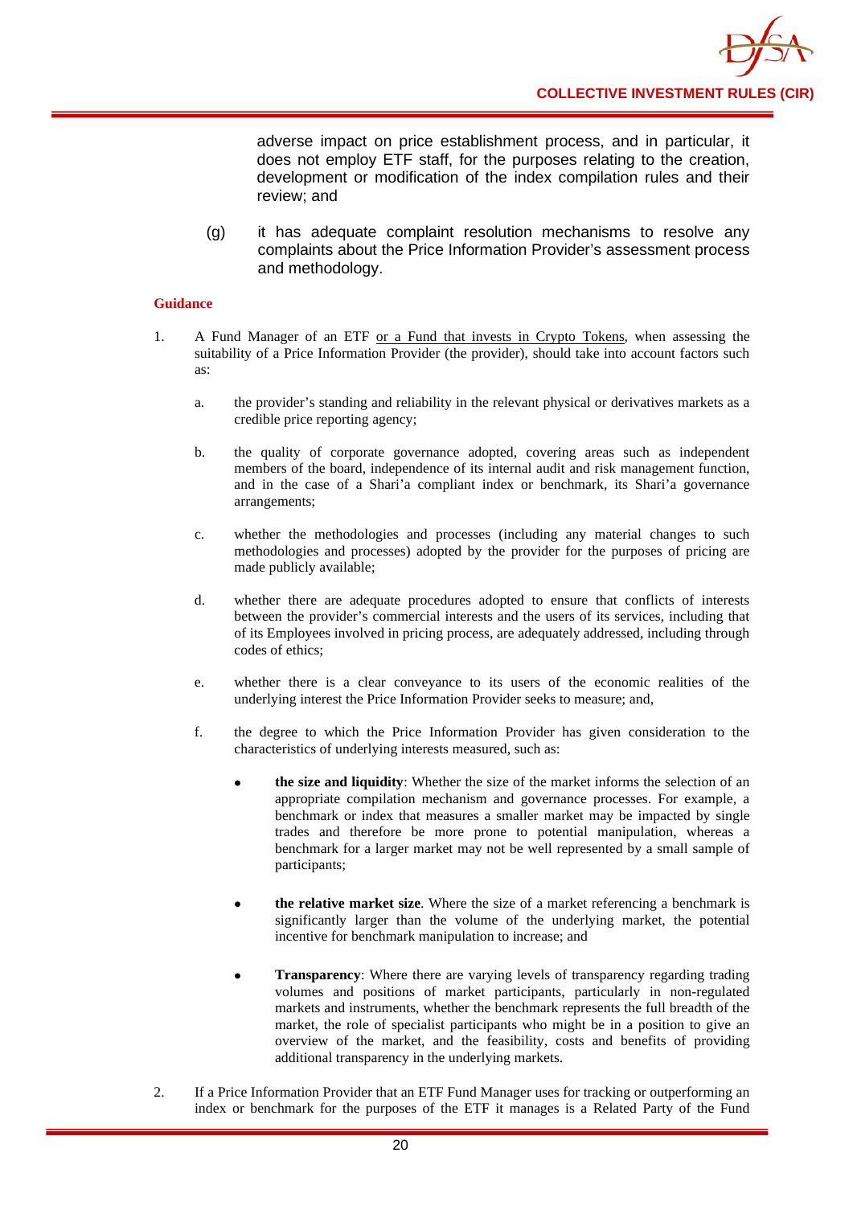adverse impact on price establishment process, and in particular, it does not employ ETF staff, for the purposes relating to the creation, development or modification of the index compilation rules and their review; and

(g) it has adequate complaint resolution mechanisms to resolve any complaints about the Price Information Provider's assessment process and methodology.

**Guidance**

1. A Fund Manager of an ETF or a Fund that invests in Crypto Tokens, when assessing the suitability of a Price Information Provider (the provider), should take into account factors such as:

   a. the provider's standing and reliability in the relevant physical or derivatives markets as a credible price reporting agency;

   b. the quality of corporate governance adopted, covering areas such as independent members of the board, independence of its internal audit and risk management function, and in the case of a Shari'a compliant index or benchmark, its Shari'a governance arrangements;

   c. whether the methodologies and processes (including any material changes to such methodologies and processes) adopted by the provider for the purposes of pricing are made publicly available;

   d. whether there are adequate procedures adopted to ensure that conflicts of interests between the provider's commercial interests and the users of its services, including that of its Employees involved in pricing process, are adequately addressed, including through codes of ethics;

   e. whether there is a clear conveyance to its users of the economic realities of the underlying interest the Price Information Provider seeks to measure; and,

   f. the degree to which the Price Information Provider has given consideration to the characteristics of underlying interests measured, such as:

      - **the size and liquidity**: Whether the size of the market informs the selection of an appropriate compilation mechanism and governance processes. For example, a benchmark or index that measures a smaller market may be impacted by single trades and therefore be more prone to potential manipulation, whereas a benchmark for a larger market may not be well represented by a small sample of participants;

      - **the relative market size**. Where the size of a market referencing a benchmark is significantly larger than the volume of the underlying market, the potential incentive for benchmark manipulation to increase; and

      - **Transparency**: Where there are varying levels of transparency regarding trading volumes and positions of market participants, particularly in non-regulated markets and instruments, whether the benchmark represents the full breadth of the market, the role of specialist participants who might be in a position to give an overview of the market, and the feasibility, costs and benefits of providing additional transparency in the underlying markets.

2. If a Price Information Provider that an ETF Fund Manager uses for tracking or outperforming an index or benchmark for the purposes of the ETF it manages is a Related Party of the Fund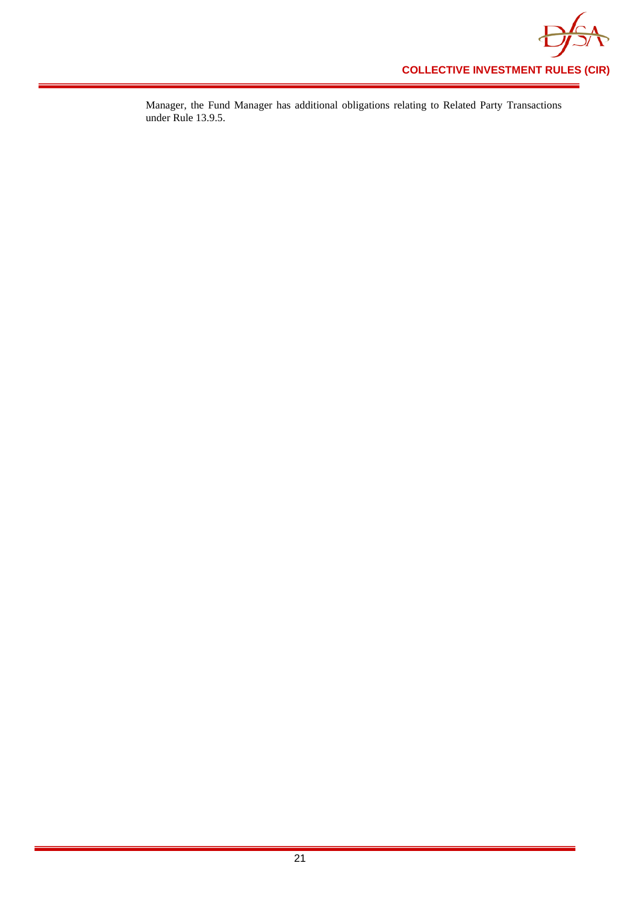Manager, the Fund Manager has additional obligations relating to Related Party Transactions under Rule 13.9.5.